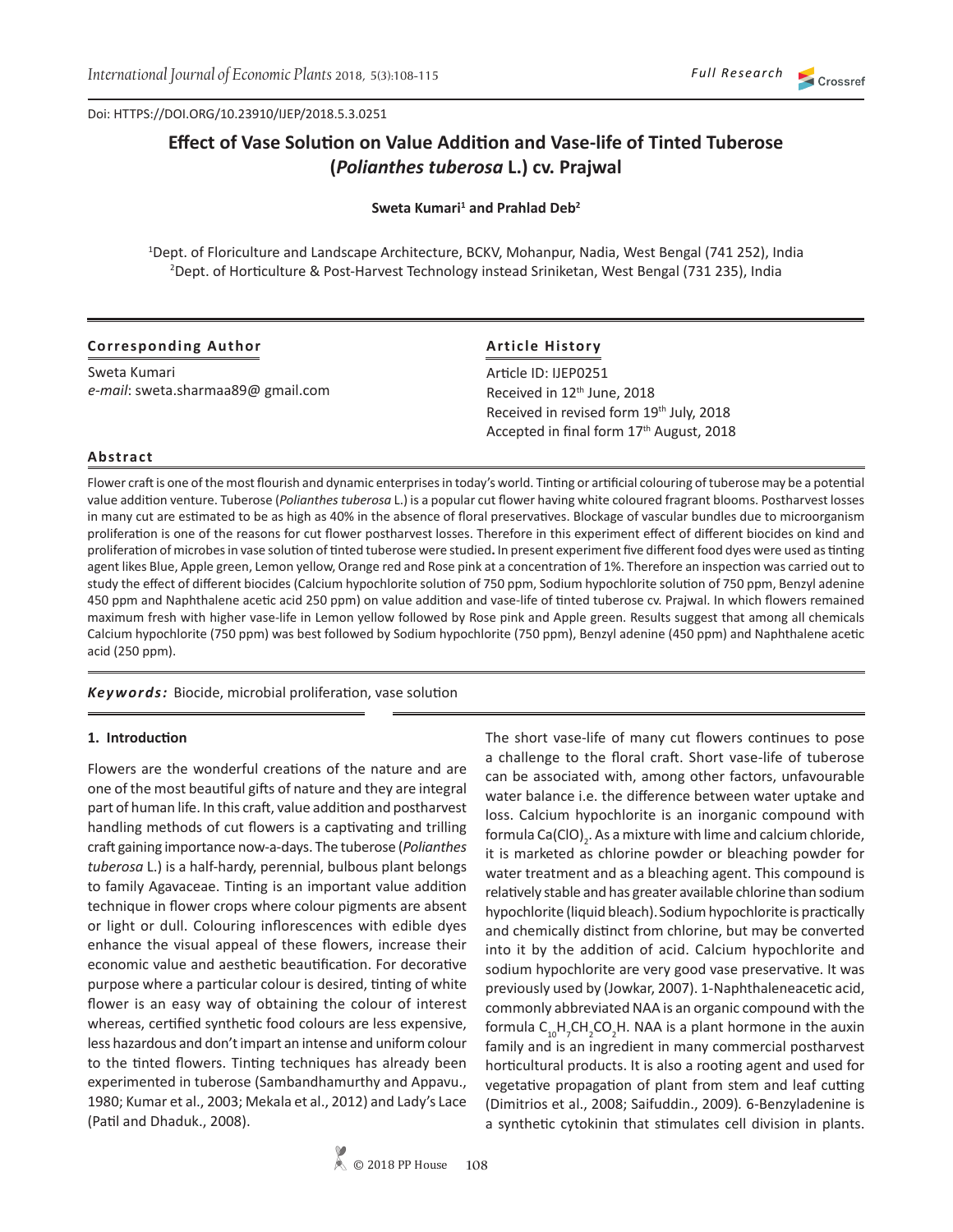Doi: HTTPS://DOI.ORG/10.23910/IJEP/2018.5.3.0251

# Effect of Vase Solution on Value Addition and Vase-life of Tinted Tuberose (*Polianthes tuberosa* L.) cv. Prajwal

**Sweta Kumari[1] and Prahlad Deb[2]**

[1]Dept. of Floriculture and Landscape Architecture, BCKV, Mohanpur, Nadia, West Bengal (741 252), India
[2]Dept. of Horticulture & Post-Harvest Technology instead Sriniketan, West Bengal (731 235), India

**Corresponding Author**

Sweta Kumari
*e-mail*: sweta.sharmaa89@ gmail.com

**Article History**

Article ID: IJEP0251
Received in 12th June, 2018
Received in revised form 19th July, 2018
Accepted in final form 17th August, 2018

## Abstract

Flower craft is one of the most flourish and dynamic enterprises in today's world. Tinting or artificial colouring of tuberose may be a potential value addition venture. Tuberose (*Polianthes tuberosa* L.) is a popular cut flower having white coloured fragrant blooms. Postharvest losses in many cut are estimated to be as high as 40% in the absence of floral preservatives. Blockage of vascular bundles due to microorganism proliferation is one of the reasons for cut flower postharvest losses. Therefore in this experiment effect of different biocides on kind and proliferation of microbes in vase solution of tinted tuberose were studied**.** In present experiment five different food dyes were used as tinting agent likes Blue, Apple green, Lemon yellow, Orange red and Rose pink at a concentration of 1%. Therefore an inspection was carried out to study the effect of different biocides (Calcium hypochlorite solution of 750 ppm, Sodium hypochlorite solution of 750 ppm, Benzyl adenine 450 ppm and Naphthalene acetic acid 250 ppm) on value addition and vase-life of tinted tuberose cv. Prajwal. In which flowers remained maximum fresh with higher vase-life in Lemon yellow followed by Rose pink and Apple green. Results suggest that among all chemicals Calcium hypochlorite (750 ppm) was best followed by Sodium hypochlorite (750 ppm), Benzyl adenine (450 ppm) and Naphthalene acetic acid (250 ppm).

***Keywords:*** Biocide, microbial proliferation, vase solution

## 1. Introduction

Flowers are the wonderful creations of the nature and are one of the most beautiful gifts of nature and they are integral part of human life. In this craft, value addition and postharvest handling methods of cut flowers is a captivating and trilling craft gaining importance now-a-days. The tuberose (*Polianthes tuberosa* L.) is a half-hardy, perennial, bulbous plant belongs to family Agavaceae. Tinting is an important value addition technique in flower crops where colour pigments are absent or light or dull. Colouring inflorescences with edible dyes enhance the visual appeal of these flowers, increase their economic value and aesthetic beautification. For decorative purpose where a particular colour is desired, tinting of white flower is an easy way of obtaining the colour of interest whereas, certified synthetic food colours are less expensive, less hazardous and don't impart an intense and uniform colour to the tinted flowers. Tinting techniques has already been experimented in tuberose (Sambandhamurthy and Appavu., 1980; Kumar et al., 2003; Mekala et al., 2012) and Lady's Lace (Patil and Dhaduk., 2008).

The short vase-life of many cut flowers continues to pose a challenge to the floral craft. Short vase-life of tuberose can be associated with, among other factors, unfavourable water balance i.e. the difference between water uptake and loss. Calcium hypochlorite is an inorganic compound with formula $Ca(ClO)_2$. As a mixture with lime and calcium chloride, it is marketed as chlorine powder or bleaching powder for water treatment and as a bleaching agent. This compound is relatively stable and has greater available chlorine than sodium hypochlorite (liquid bleach). Sodium hypochlorite is practically and chemically distinct from chlorine, but may be converted into it by the addition of acid. Calcium hypochlorite and sodium hypochlorite are very good vase preservative. It was previously used by (Jowkar, 2007). 1-Naphthaleneacetic acid, commonly abbreviated NAA is an organic compound with the formula $C_{10}H_7CH_2CO_2H$. NAA is a plant hormone in the auxin family and is an ingredient in many commercial postharvest horticultural products. It is also a rooting agent and used for vegetative propagation of plant from stem and leaf cutting (Dimitrios et al., 2008; Saifuddin., 2009). 6-Benzyladenine is a synthetic cytokinin that stimulates cell division in plants.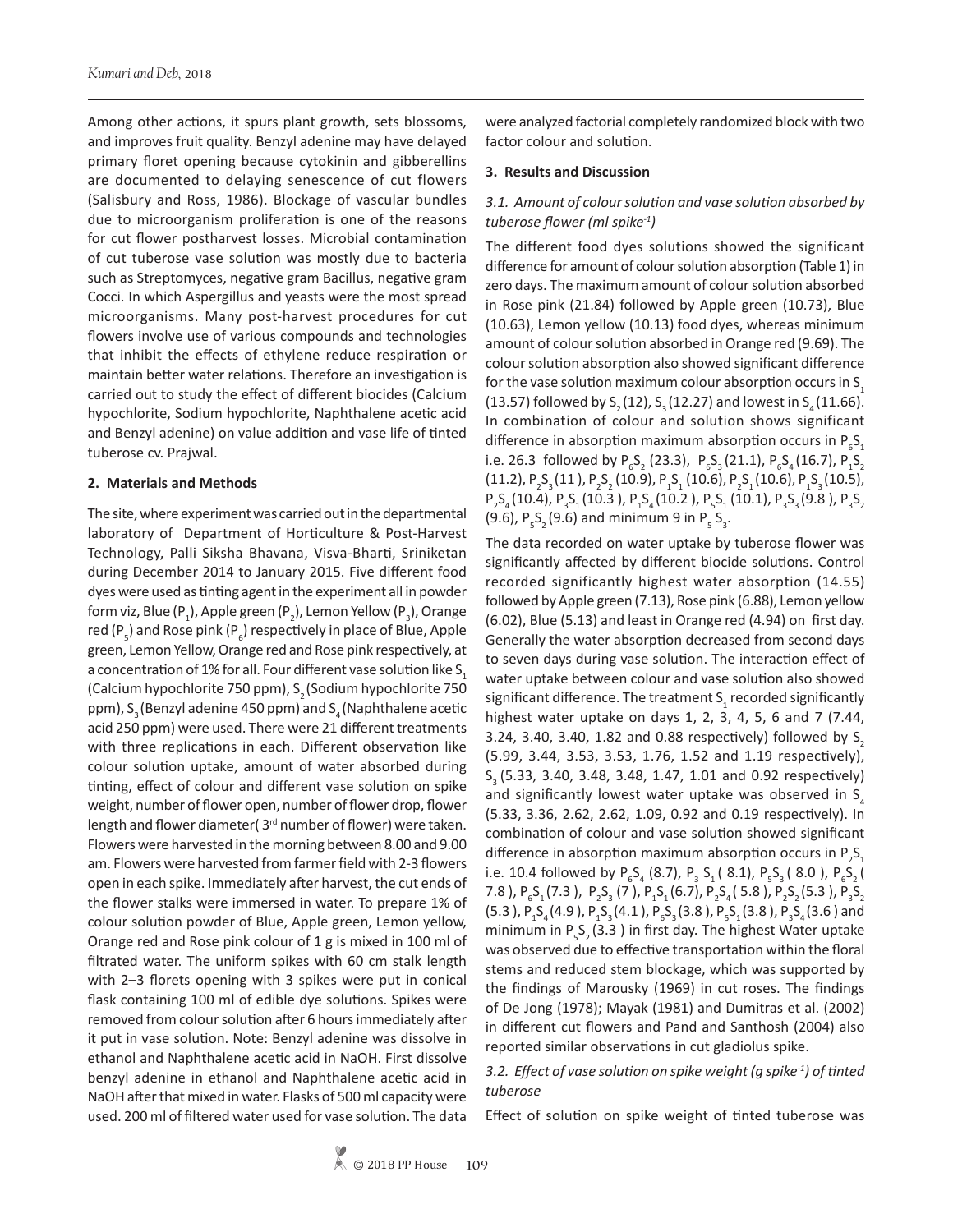Among other actions, it spurs plant growth, sets blossoms, and improves fruit quality. Benzyl adenine may have delayed primary floret opening because cytokinin and gibberellins are documented to delaying senescence of cut flowers (Salisbury and Ross, 1986). Blockage of vascular bundles due to microorganism proliferation is one of the reasons for cut flower postharvest losses. Microbial contamination of cut tuberose vase solution was mostly due to bacteria such as Streptomyces, negative gram Bacillus, negative gram Cocci. In which Aspergillus and yeasts were the most spread microorganisms. Many post-harvest procedures for cut flowers involve use of various compounds and technologies that inhibit the effects of ethylene reduce respiration or maintain better water relations. Therefore an investigation is carried out to study the effect of different biocides (Calcium hypochlorite, Sodium hypochlorite, Naphthalene acetic acid and Benzyl adenine) on value addition and vase life of tinted tuberose cv. Prajwal.

## 2. Materials and Methods

The site, where experiment was carried out in the departmental laboratory of Department of Horticulture & Post-Harvest Technology, Palli Siksha Bhavana, Visva-Bharti, Sriniketan during December 2014 to January 2015. Five different food dyes were used as tinting agent in the experiment all in powder form viz, Blue ($P_1$), Apple green ($P_2$), Lemon Yellow ($P_3$), Orange red ($P_5$) and Rose pink ($P_6$) respectively in place of Blue, Apple green, Lemon Yellow, Orange red and Rose pink respectively, at a concentration of 1% for all. Four different vase solution like $S_1$ (Calcium hypochlorite 750 ppm), $S_2$ (Sodium hypochlorite 750 ppm), $S_3$ (Benzyl adenine 450 ppm) and $S_4$ (Naphthalene acetic acid 250 ppm) were used. There were 21 different treatments with three replications in each. Different observation like colour solution uptake, amount of water absorbed during tinting, effect of colour and different vase solution on spike weight, number of flower open, number of flower drop, flower length and flower diameter( 3rd number of flower) were taken. Flowers were harvested in the morning between 8.00 and 9.00 am. Flowers were harvested from farmer field with 2-3 flowers open in each spike. Immediately after harvest, the cut ends of the flower stalks were immersed in water. To prepare 1% of colour solution powder of Blue, Apple green, Lemon yellow, Orange red and Rose pink colour of 1 g is mixed in 100 ml of filtrated water. The uniform spikes with 60 cm stalk length with 2–3 florets opening with 3 spikes were put in conical flask containing 100 ml of edible dye solutions. Spikes were removed from colour solution after 6 hours immediately after it put in vase solution. Note: Benzyl adenine was dissolve in ethanol and Naphthalene acetic acid in NaOH. First dissolve benzyl adenine in ethanol and Naphthalene acetic acid in NaOH after that mixed in water. Flasks of 500 ml capacity were used. 200 ml of filtered water used for vase solution. The data were analyzed factorial completely randomized block with two factor colour and solution.

## 3. Results and Discussion

### *3.1. Amount of colour solution and vase solution absorbed by tuberose flower (ml spike$^{-1}$)*

The different food dyes solutions showed the significant difference for amount of colour solution absorption (Table 1) in zero days. The maximum amount of colour solution absorbed in Rose pink (21.84) followed by Apple green (10.73), Blue (10.63), Lemon yellow (10.13) food dyes, whereas minimum amount of colour solution absorbed in Orange red (9.69). The colour solution absorption also showed significant difference for the vase solution maximum colour absorption occurs in $S_1$ (13.57) followed by $S_2$ (12), $S_3$ (12.27) and lowest in $S_4$ (11.66). In combination of colour and solution shows significant difference in absorption maximum absorption occurs in $P_6S_1$ i.e. 26.3 followed by $P_6S_2$ (23.3), $P_6S_3$ (21.1), $P_6S_4$ (16.7), $P_1S_2$ (11.2), $P_2S_3$ (11 ), $P_2S_2$ (10.9), $P_1S_1$ (10.6), $P_2S_1$ (10.6), $P_1S_3$ (10.5), $P_2S_4$ (10.4), $P_3S_1$ (10.3 ), $P_1S_4$ (10.2 ), $P_5S_1$ (10.1), $P_3S_3$ (9.8 ), $P_3S_2$ (9.6), $P_5S_2$ (9.6) and minimum 9 in $P_5S_3$.

The data recorded on water uptake by tuberose flower was significantly affected by different biocide solutions. Control recorded significantly highest water absorption (14.55) followed by Apple green (7.13), Rose pink (6.88), Lemon yellow (6.02), Blue (5.13) and least in Orange red (4.94) on first day. Generally the water absorption decreased from second days to seven days during vase solution. The interaction effect of water uptake between colour and vase solution also showed significant difference. The treatment $S_1$ recorded significantly highest water uptake on days 1, 2, 3, 4, 5, 6 and 7 (7.44, 3.24, 3.40, 3.40, 1.82 and 0.88 respectively) followed by $S_2$ (5.99, 3.44, 3.53, 3.53, 1.76, 1.52 and 1.19 respectively), $S_3$ (5.33, 3.40, 3.48, 3.48, 1.47, 1.01 and 0.92 respectively) and significantly lowest water uptake was observed in $S_4$ (5.33, 3.36, 2.62, 2.62, 1.09, 0.92 and 0.19 respectively). In combination of colour and vase solution showed significant difference in absorption maximum absorption occurs in $P_2S_1$ i.e. 10.4 followed by $P_6S_4$ (8.7), $P_3S_1$ ( 8.1), $P_5S_3$ ( 8.0 ), $P_6S_2$ ( 7.8 ), $P_6S_1$ (7.3 ), $P_2S_3$ (7 ), $P_1S_1$ (6.7), $P_2S_4$ ( 5.8 ), $P_2S_2$ (5.3 ), $P_3S_2$ (5.3 ), $P_1S_4$ (4.9 ), $P_1S_3$ (4.1 ), $P_6S_3$ (3.8 ), $P_5S_1$ (3.8 ), $P_3S_4$ (3.6 ) and minimum in $P_5S_2$ (3.3 ) in first day. The highest Water uptake was observed due to effective transportation within the floral stems and reduced stem blockage, which was supported by the findings of Marousky (1969) in cut roses. The findings of De Jong (1978); Mayak (1981) and Dumitras et al. (2002) in different cut flowers and Pand and Santhosh (2004) also reported similar observations in cut gladiolus spike.

### *3.2. Effect of vase solution on spike weight (g spike$^{-1}$) of tinted tuberose*

Effect of solution on spike weight of tinted tuberose was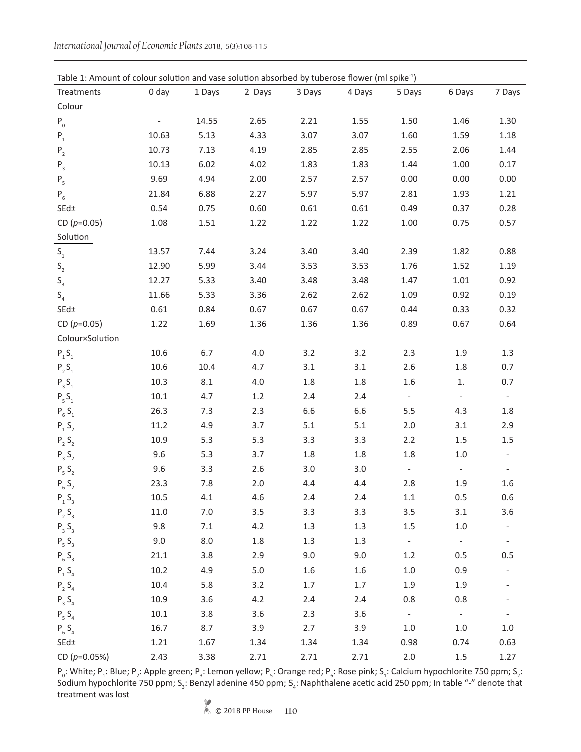Table 1: Amount of colour solution and vase solution absorbed by tuberose flower (ml spike$^{-1}$)

| Treatments | 0 day | 1 Days | 2 Days | 3 Days | 4 Days | 5 Days | 6 Days | 7 Days |
|---|---|---|---|---|---|---|---|---|
| Colour | | | | | | | | |
| $P_0$ | - | 14.55 | 2.65 | 2.21 | 1.55 | 1.50 | 1.46 | 1.30 |
| $P_1$ | 10.63 | 5.13 | 4.33 | 3.07 | 3.07 | 1.60 | 1.59 | 1.18 |
| $P_2$ | 10.73 | 7.13 | 4.19 | 2.85 | 2.85 | 2.55 | 2.06 | 1.44 |
| $P_3$ | 10.13 | 6.02 | 4.02 | 1.83 | 1.83 | 1.44 | 1.00 | 0.17 |
| $P_5$ | 9.69 | 4.94 | 2.00 | 2.57 | 2.57 | 0.00 | 0.00 | 0.00 |
| $P_6$ | 21.84 | 6.88 | 2.27 | 5.97 | 5.97 | 2.81 | 1.93 | 1.21 |
| SEd± | 0.54 | 0.75 | 0.60 | 0.61 | 0.61 | 0.49 | 0.37 | 0.28 |
| CD ($p$=0.05) | 1.08 | 1.51 | 1.22 | 1.22 | 1.22 | 1.00 | 0.75 | 0.57 |
| Solution | | | | | | | | |
| $S_1$ | 13.57 | 7.44 | 3.24 | 3.40 | 3.40 | 2.39 | 1.82 | 0.88 |
| $S_2$ | 12.90 | 5.99 | 3.44 | 3.53 | 3.53 | 1.76 | 1.52 | 1.19 |
| $S_3$ | 12.27 | 5.33 | 3.40 | 3.48 | 3.48 | 1.47 | 1.01 | 0.92 |
| $S_4$ | 11.66 | 5.33 | 3.36 | 2.62 | 2.62 | 1.09 | 0.92 | 0.19 |
| SEd± | 0.61 | 0.84 | 0.67 | 0.67 | 0.67 | 0.44 | 0.33 | 0.32 |
| CD ($p$=0.05) | 1.22 | 1.69 | 1.36 | 1.36 | 1.36 | 0.89 | 0.67 | 0.64 |
| Colour×Solution | | | | | | | | |
| $P_1S_1$ | 10.6 | 6.7 | 4.0 | 3.2 | 3.2 | 2.3 | 1.9 | 1.3 |
| $P_2S_1$ | 10.6 | 10.4 | 4.7 | 3.1 | 3.1 | 2.6 | 1.8 | 0.7 |
| $P_3S_1$ | 10.3 | 8.1 | 4.0 | 1.8 | 1.8 | 1.6 | 1. | 0.7 |
| $P_5S_1$ | 10.1 | 4.7 | 1.2 | 2.4 | 2.4 | - | - | - |
| $P_6S_1$ | 26.3 | 7.3 | 2.3 | 6.6 | 6.6 | 5.5 | 4.3 | 1.8 |
| $P_1S_2$ | 11.2 | 4.9 | 3.7 | 5.1 | 5.1 | 2.0 | 3.1 | 2.9 |
| $P_2S_2$ | 10.9 | 5.3 | 5.3 | 3.3 | 3.3 | 2.2 | 1.5 | 1.5 |
| $P_3S_2$ | 9.6 | 5.3 | 3.7 | 1.8 | 1.8 | 1.8 | 1.0 | - |
| $P_5S_2$ | 9.6 | 3.3 | 2.6 | 3.0 | 3.0 | - | - | - |
| $P_6S_2$ | 23.3 | 7.8 | 2.0 | 4.4 | 4.4 | 2.8 | 1.9 | 1.6 |
| $P_1S_3$ | 10.5 | 4.1 | 4.6 | 2.4 | 2.4 | 1.1 | 0.5 | 0.6 |
| $P_2S_3$ | 11.0 | 7.0 | 3.5 | 3.3 | 3.3 | 3.5 | 3.1 | 3.6 |
| $P_3S_3$ | 9.8 | 7.1 | 4.2 | 1.3 | 1.3 | 1.5 | 1.0 | - |
| $P_5S_3$ | 9.0 | 8.0 | 1.8 | 1.3 | 1.3 | - | - | - |
| $P_6S_3$ | 21.1 | 3.8 | 2.9 | 9.0 | 9.0 | 1.2 | 0.5 | 0.5 |
| $P_1S_4$ | 10.2 | 4.9 | 5.0 | 1.6 | 1.6 | 1.0 | 0.9 | - |
| $P_2S_4$ | 10.4 | 5.8 | 3.2 | 1.7 | 1.7 | 1.9 | 1.9 | - |
| $P_3S_4$ | 10.9 | 3.6 | 4.2 | 2.4 | 2.4 | 0.8 | 0.8 | - |
| $P_5S_4$ | 10.1 | 3.8 | 3.6 | 2.3 | 3.6 | - | - | - |
| $P_6S_4$ | 16.7 | 8.7 | 3.9 | 2.7 | 3.9 | 1.0 | 1.0 | 1.0 |
| SEd± | 1.21 | 1.67 | 1.34 | 1.34 | 1.34 | 0.98 | 0.74 | 0.63 |
| CD ($p$=0.05%) | 2.43 | 3.38 | 2.71 | 2.71 | 2.71 | 2.0 | 1.5 | 1.27 |

$P_0$: White; $P_1$: Blue; $P_2$: Apple green; $P_3$: Lemon yellow; $P_5$: Orange red; $P_6$: Rose pink; $S_1$: Calcium hypochlorite 750 ppm; $S_2$: Sodium hypochlorite 750 ppm; $S_3$: Benzyl adenine 450 ppm; $S_4$: Naphthalene acetic acid 250 ppm; In table "-" denote that treatment was lost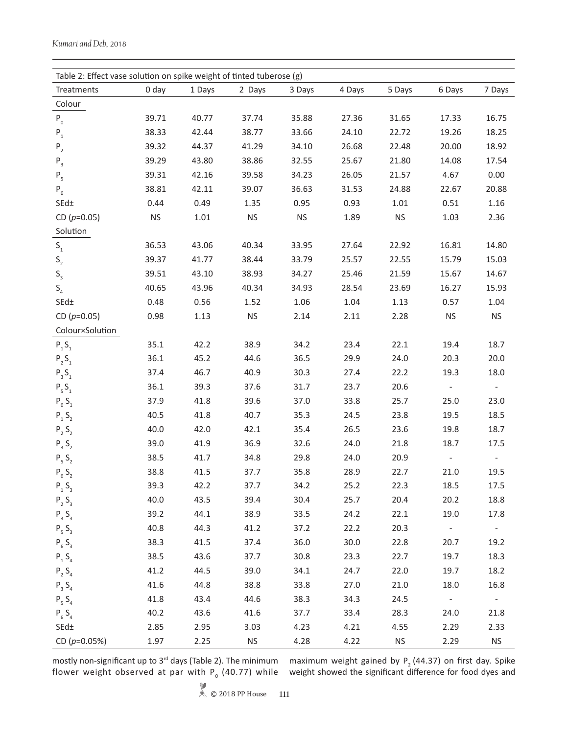Table 2: Effect vase solution on spike weight of tinted tuberose (g)

| Treatments | 0 day | 1 Days | 2 Days | 3 Days | 4 Days | 5 Days | 6 Days | 7 Days |
|---|---|---|---|---|---|---|---|---|
| Colour | | | | | | | | |
| $P_0$ | 39.71 | 40.77 | 37.74 | 35.88 | 27.36 | 31.65 | 17.33 | 16.75 |
| $P_1$ | 38.33 | 42.44 | 38.77 | 33.66 | 24.10 | 22.72 | 19.26 | 18.25 |
| $P_2$ | 39.32 | 44.37 | 41.29 | 34.10 | 26.68 | 22.48 | 20.00 | 18.92 |
| $P_3$ | 39.29 | 43.80 | 38.86 | 32.55 | 25.67 | 21.80 | 14.08 | 17.54 |
| $P_5$ | 39.31 | 42.16 | 39.58 | 34.23 | 26.05 | 21.57 | 4.67 | 0.00 |
| $P_6$ | 38.81 | 42.11 | 39.07 | 36.63 | 31.53 | 24.88 | 22.67 | 20.88 |
| SEd± | 0.44 | 0.49 | 1.35 | 0.95 | 0.93 | 1.01 | 0.51 | 1.16 |
| CD ($p$=0.05) | NS | 1.01 | NS | NS | 1.89 | NS | 1.03 | 2.36 |
| Solution | | | | | | | | |
| $S_1$ | 36.53 | 43.06 | 40.34 | 33.95 | 27.64 | 22.92 | 16.81 | 14.80 |
| $S_2$ | 39.37 | 41.77 | 38.44 | 33.79 | 25.57 | 22.55 | 15.79 | 15.03 |
| $S_3$ | 39.51 | 43.10 | 38.93 | 34.27 | 25.46 | 21.59 | 15.67 | 14.67 |
| $S_4$ | 40.65 | 43.96 | 40.34 | 34.93 | 28.54 | 23.69 | 16.27 | 15.93 |
| SEd± | 0.48 | 0.56 | 1.52 | 1.06 | 1.04 | 1.13 | 0.57 | 1.04 |
| CD ($p$=0.05) | 0.98 | 1.13 | NS | 2.14 | 2.11 | 2.28 | NS | NS |
| Colour×Solution | | | | | | | | |
| $P_1S_1$ | 35.1 | 42.2 | 38.9 | 34.2 | 23.4 | 22.1 | 19.4 | 18.7 |
| $P_2S_1$ | 36.1 | 45.2 | 44.6 | 36.5 | 29.9 | 24.0 | 20.3 | 20.0 |
| $P_3S_1$ | 37.4 | 46.7 | 40.9 | 30.3 | 27.4 | 22.2 | 19.3 | 18.0 |
| $P_5S_1$ | 36.1 | 39.3 | 37.6 | 31.7 | 23.7 | 20.6 | - | - |
| $P_6S_1$ | 37.9 | 41.8 | 39.6 | 37.0 | 33.8 | 25.7 | 25.0 | 23.0 |
| $P_1S_2$ | 40.5 | 41.8 | 40.7 | 35.3 | 24.5 | 23.8 | 19.5 | 18.5 |
| $P_2S_2$ | 40.0 | 42.0 | 42.1 | 35.4 | 26.5 | 23.6 | 19.8 | 18.7 |
| $P_3S_2$ | 39.0 | 41.9 | 36.9 | 32.6 | 24.0 | 21.8 | 18.7 | 17.5 |
| $P_5S_2$ | 38.5 | 41.7 | 34.8 | 29.8 | 24.0 | 20.9 | - | - |
| $P_6S_2$ | 38.8 | 41.5 | 37.7 | 35.8 | 28.9 | 22.7 | 21.0 | 19.5 |
| $P_1S_3$ | 39.3 | 42.2 | 37.7 | 34.2 | 25.2 | 22.3 | 18.5 | 17.5 |
| $P_2S_3$ | 40.0 | 43.5 | 39.4 | 30.4 | 25.7 | 20.4 | 20.2 | 18.8 |
| $P_3S_3$ | 39.2 | 44.1 | 38.9 | 33.5 | 24.2 | 22.1 | 19.0 | 17.8 |
| $P_5S_3$ | 40.8 | 44.3 | 41.2 | 37.2 | 22.2 | 20.3 | - | - |
| $P_6S_3$ | 38.3 | 41.5 | 37.4 | 36.0 | 30.0 | 22.8 | 20.7 | 19.2 |
| $P_1S_4$ | 38.5 | 43.6 | 37.7 | 30.8 | 23.3 | 22.7 | 19.7 | 18.3 |
| $P_2S_4$ | 41.2 | 44.5 | 39.0 | 34.1 | 24.7 | 22.0 | 19.7 | 18.2 |
| $P_3S_4$ | 41.6 | 44.8 | 38.8 | 33.8 | 27.0 | 21.0 | 18.0 | 16.8 |
| $P_5S_4$ | 41.8 | 43.4 | 44.6 | 38.3 | 34.3 | 24.5 | - | - |
| $P_6S_4$ | 40.2 | 43.6 | 41.6 | 37.7 | 33.4 | 28.3 | 24.0 | 21.8 |
| SEd± | 2.85 | 2.95 | 3.03 | 4.23 | 4.21 | 4.55 | 2.29 | 2.33 |
| CD ($p$=0.05%) | 1.97 | 2.25 | NS | 4.28 | 4.22 | NS | 2.29 | NS |

mostly non-significant up to 3rd days (Table 2). The minimum flower weight observed at par with $P_0$ (40.77) while maximum weight gained by $P_2$ (44.37) on first day. Spike weight showed the significant difference for food dyes and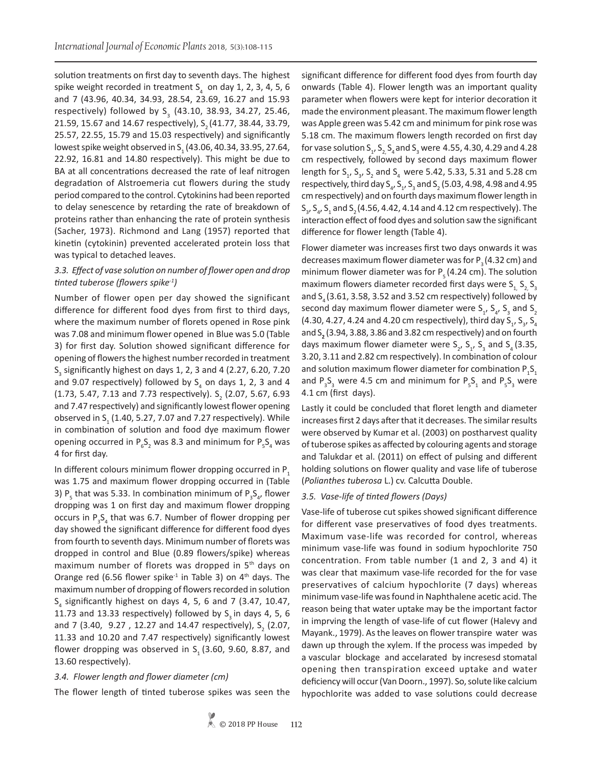solution treatments on first day to seventh days. The highest spike weight recorded in treatment $S_4$ on day 1, 2, 3, 4, 5, 6 and 7 (43.96, 40.34, 34.93, 28.54, 23.69, 16.27 and 15.93 respectively) followed by $S_3$ (43.10, 38.93, 34.27, 25.46, 21.59, 15.67 and 14.67 respectively), $S_2$ (41.77, 38.44, 33.79, 25.57, 22.55, 15.79 and 15.03 respectively) and significantly lowest spike weight observed in $S_1$ (43.06, 40.34, 33.95, 27.64, 22.92, 16.81 and 14.80 respectively). This might be due to BA at all concentrations decreased the rate of leaf nitrogen degradation of Alstroemeria cut flowers during the study period compared to the control. Cytokinins had been reported to delay senescence by retarding the rate of breakdown of proteins rather than enhancing the rate of protein synthesis (Sacher, 1973). Richmond and Lang (1957) reported that kinetin (cytokinin) prevented accelerated protein loss that was typical to detached leaves.

### *3.3. Effect of vase solution on number of flower open and drop tinted tuberose (flowers spike$^{-1}$)*

Number of flower open per day showed the significant difference for different food dyes from first to third days, where the maximum number of florets opened in Rose pink was 7.08 and minimum flower opened in Blue was 5.0 (Table 3) for first day. Solution showed significant difference for opening of flowers the highest number recorded in treatment $S_3$ significantly highest on days 1, 2, 3 and 4 (2.27, 6.20, 7.20 and 9.07 respectively) followed by $S_4$ on days 1, 2, 3 and 4 (1.73, 5.47, 7.13 and 7.73 respectively). $S_2$ (2.07, 5.67, 6.93 and 7.47 respectively) and significantly lowest flower opening observed in $S_1$ (1.40, 5.27, 7.07 and 7.27 respectively). While in combination of solution and food dye maximum flower opening occurred in $P_6S_2$ was 8.3 and minimum for $P_5S_4$ was 4 for first day.

In different colours minimum flower dropping occurred in $P_1$ was 1.75 and maximum flower dropping occurred in (Table 3) $P_5$ that was 5.33. In combination minimum of $P_3S_4$, flower dropping was 1 on first day and maximum flower dropping occurs in $P_3S_4$ that was 6.7. Number of flower dropping per day showed the significant difference for different food dyes from fourth to seventh days. Minimum number of florets was dropped in control and Blue (0.89 flowers/spike) whereas maximum number of florets was dropped in 5th days on Orange red (6.56 flower spike$^{-1}$ in Table 3) on 4th days. The maximum number of dropping of flowers recorded in solution $S_4$ significantly highest on days 4, 5, 6 and 7 (3.47, 10.47, 11.73 and 13.33 respectively) followed by $S_3$ in days 4, 5, 6 and 7 (3.40, 9.27 , 12.27 and 14.47 respectively), $S_2$ (2.07, 11.33 and 10.20 and 7.47 respectively) significantly lowest flower dropping was observed in $S_1$ (3.60, 9.60, 8.87, and 13.60 respectively).

### *3.4. Flower length and flower diameter (cm)*

The flower length of tinted tuberose spikes was seen the significant difference for different food dyes from fourth day onwards (Table 4). Flower length was an important quality parameter when flowers were kept for interior decoration it made the environment pleasant. The maximum flower length was Apple green was 5.42 cm and minimum for pink rose was 5.18 cm. The maximum flowers length recorded on first day for vase solution $S_1$, $S_2$, $S_4$ and $S_3$ were 4.55, 4.30, 4.29 and 4.28 cm respectively, followed by second days maximum flower length for $S_1$, $S_3$, $S_2$ and $S_4$ were 5.42, 5.33, 5.31 and 5.28 cm respectively, third day $S_4$, $S_1$, $S_3$ and $S_2$ (5.03, 4.98, 4.98 and 4.95 cm respectively) and on fourth days maximum flower length in $S_3$, $S_4$, $S_1$ and $S_2$ (4.56, 4.42, 4.14 and 4.12 cm respectively). The interaction effect of food dyes and solution saw the significant difference for flower length (Table 4).

Flower diameter was increases first two days onwards it was decreases maximum flower diameter was for $P_3$ (4.32 cm) and minimum flower diameter was for $P_5$ (4.24 cm). The solution maximum flowers diameter recorded first days were $S_1$, $S_2$, $S_3$ and $S_4$ (3.61, 3.58, 3.52 and 3.52 cm respectively) followed by second day maximum flower diameter were $S_1$, $S_4$, $S_3$ and $S_2$ (4.30, 4.27, 4.24 and 4.20 cm respectively), third day $S_1$, $S_3$, $S_4$ and $S_2$ (3.94, 3.88, 3.86 and 3.82 cm respectively) and on fourth days maximum flower diameter were $S_2$, $S_1$, $S_3$ and $S_4$ (3.35, 3.20, 3.11 and 2.82 cm respectively). In combination of colour and solution maximum flower diameter for combination $P_1S_1$ and $P_3S_3$ were 4.5 cm and minimum for $P_5S_1$ and $P_5S_3$ were 4.1 cm (first days).

Lastly it could be concluded that floret length and diameter increases first 2 days after that it decreases. The similar results were observed by Kumar et al. (2003) on postharvest quality of tuberose spikes as affected by colouring agents and storage and Talukdar et al. (2011) on effect of pulsing and different holding solutions on flower quality and vase life of tuberose (*Polianthes tuberosa* L.) cv. Calcutta Double.

### *3.5. Vase-life of tinted flowers (Days)*

Vase-life of tuberose cut spikes showed significant difference for different vase preservatives of food dyes treatments. Maximum vase-life was recorded for control, whereas minimum vase-life was found in sodium hypochlorite 750 concentration. From table number (1 and 2, 3 and 4) it was clear that maximum vase-life recorded for the for vase preservatives of calcium hypochlorite (7 days) whereas minimum vase-life was found in Naphthalene acetic acid. The reason being that water uptake may be the important factor in imprving the length of vase-life of cut flower (Halevy and Mayank., 1979). As the leaves on flower transpire water was dawn up through the xylem. If the process was impeded by a vascular blockage and accelarated by incresesd stomatal opening then transpiration exceed uptake and water deficiency will occur (Van Doorn., 1997). So, solute like calcium hypochlorite was added to vase solutions could decrease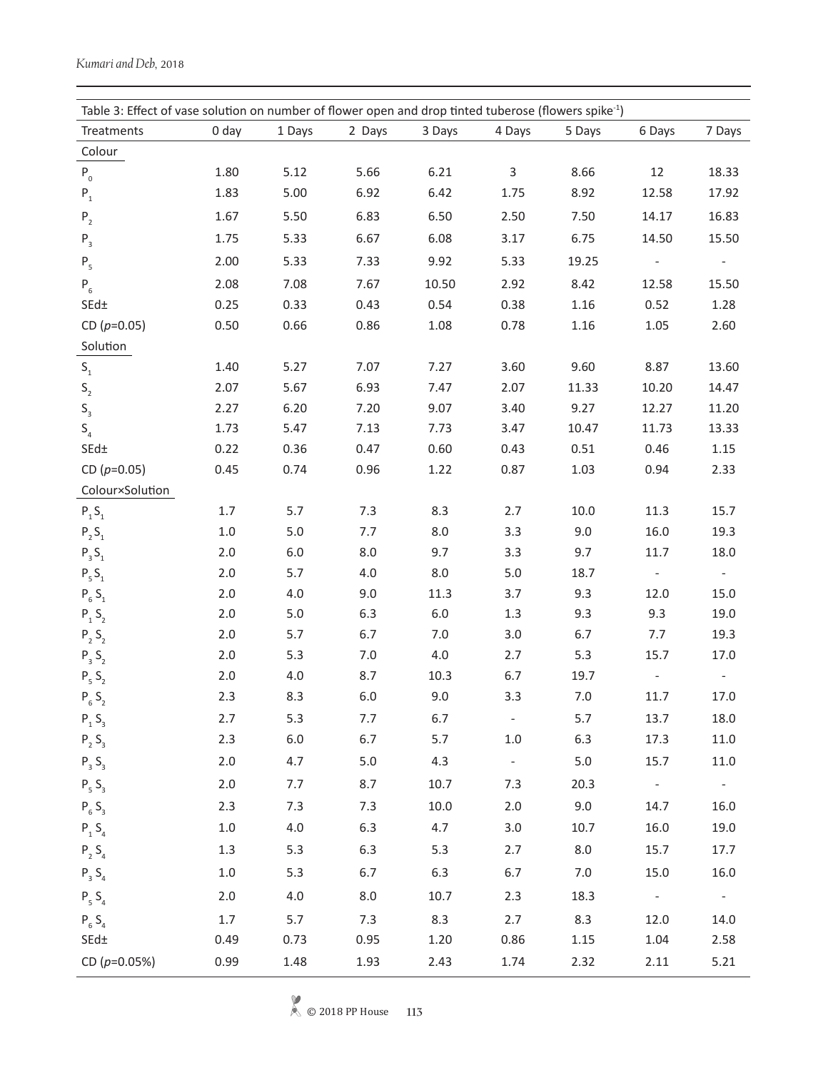Table 3: Effect of vase solution on number of flower open and drop tinted tuberose (flowers spike$^{-1}$)

| Treatments | 0 day | 1 Days | 2 Days | 3 Days | 4 Days | 5 Days | 6 Days | 7 Days |
|---|---|---|---|---|---|---|---|---|
| Colour | | | | | | | | |
| $P_0$ | 1.80 | 5.12 | 5.66 | 6.21 | 3 | 8.66 | 12 | 18.33 |
| $P_1$ | 1.83 | 5.00 | 6.92 | 6.42 | 1.75 | 8.92 | 12.58 | 17.92 |
| $P_2$ | 1.67 | 5.50 | 6.83 | 6.50 | 2.50 | 7.50 | 14.17 | 16.83 |
| $P_3$ | 1.75 | 5.33 | 6.67 | 6.08 | 3.17 | 6.75 | 14.50 | 15.50 |
| $P_5$ | 2.00 | 5.33 | 7.33 | 9.92 | 5.33 | 19.25 | - | - |
| $P_6$ | 2.08 | 7.08 | 7.67 | 10.50 | 2.92 | 8.42 | 12.58 | 15.50 |
| SEd± | 0.25 | 0.33 | 0.43 | 0.54 | 0.38 | 1.16 | 0.52 | 1.28 |
| CD ($p$=0.05) | 0.50 | 0.66 | 0.86 | 1.08 | 0.78 | 1.16 | 1.05 | 2.60 |
| Solution | | | | | | | | |
| $S_1$ | 1.40 | 5.27 | 7.07 | 7.27 | 3.60 | 9.60 | 8.87 | 13.60 |
| $S_2$ | 2.07 | 5.67 | 6.93 | 7.47 | 2.07 | 11.33 | 10.20 | 14.47 |
| $S_3$ | 2.27 | 6.20 | 7.20 | 9.07 | 3.40 | 9.27 | 12.27 | 11.20 |
| $S_4$ | 1.73 | 5.47 | 7.13 | 7.73 | 3.47 | 10.47 | 11.73 | 13.33 |
| SEd± | 0.22 | 0.36 | 0.47 | 0.60 | 0.43 | 0.51 | 0.46 | 1.15 |
| CD ($p$=0.05) | 0.45 | 0.74 | 0.96 | 1.22 | 0.87 | 1.03 | 0.94 | 2.33 |
| Colour×Solution | | | | | | | | |
| $P_1S_1$ | 1.7 | 5.7 | 7.3 | 8.3 | 2.7 | 10.0 | 11.3 | 15.7 |
| $P_2S_1$ | 1.0 | 5.0 | 7.7 | 8.0 | 3.3 | 9.0 | 16.0 | 19.3 |
| $P_3S_1$ | 2.0 | 6.0 | 8.0 | 9.7 | 3.3 | 9.7 | 11.7 | 18.0 |
| $P_5S_1$ | 2.0 | 5.7 | 4.0 | 8.0 | 5.0 | 18.7 | - | - |
| $P_6S_1$ | 2.0 | 4.0 | 9.0 | 11.3 | 3.7 | 9.3 | 12.0 | 15.0 |
| $P_1S_2$ | 2.0 | 5.0 | 6.3 | 6.0 | 1.3 | 9.3 | 9.3 | 19.0 |
| $P_2S_2$ | 2.0 | 5.7 | 6.7 | 7.0 | 3.0 | 6.7 | 7.7 | 19.3 |
| $P_3S_2$ | 2.0 | 5.3 | 7.0 | 4.0 | 2.7 | 5.3 | 15.7 | 17.0 |
| $P_5S_2$ | 2.0 | 4.0 | 8.7 | 10.3 | 6.7 | 19.7 | - | - |
| $P_6S_2$ | 2.3 | 8.3 | 6.0 | 9.0 | 3.3 | 7.0 | 11.7 | 17.0 |
| $P_1S_3$ | 2.7 | 5.3 | 7.7 | 6.7 | - | 5.7 | 13.7 | 18.0 |
| $P_2S_3$ | 2.3 | 6.0 | 6.7 | 5.7 | 1.0 | 6.3 | 17.3 | 11.0 |
| $P_3S_3$ | 2.0 | 4.7 | 5.0 | 4.3 | - | 5.0 | 15.7 | 11.0 |
| $P_5S_3$ | 2.0 | 7.7 | 8.7 | 10.7 | 7.3 | 20.3 | - | - |
| $P_6S_3$ | 2.3 | 7.3 | 7.3 | 10.0 | 2.0 | 9.0 | 14.7 | 16.0 |
| $P_1S_4$ | 1.0 | 4.0 | 6.3 | 4.7 | 3.0 | 10.7 | 16.0 | 19.0 |
| $P_2S_4$ | 1.3 | 5.3 | 6.3 | 5.3 | 2.7 | 8.0 | 15.7 | 17.7 |
| $P_3S_4$ | 1.0 | 5.3 | 6.7 | 6.3 | 6.7 | 7.0 | 15.0 | 16.0 |
| $P_5S_4$ | 2.0 | 4.0 | 8.0 | 10.7 | 2.3 | 18.3 | - | - |
| $P_6S_4$ | 1.7 | 5.7 | 7.3 | 8.3 | 2.7 | 8.3 | 12.0 | 14.0 |
| SEd± | 0.49 | 0.73 | 0.95 | 1.20 | 0.86 | 1.15 | 1.04 | 2.58 |
| CD ($p$=0.05%) | 0.99 | 1.48 | 1.93 | 2.43 | 1.74 | 2.32 | 2.11 | 5.21 |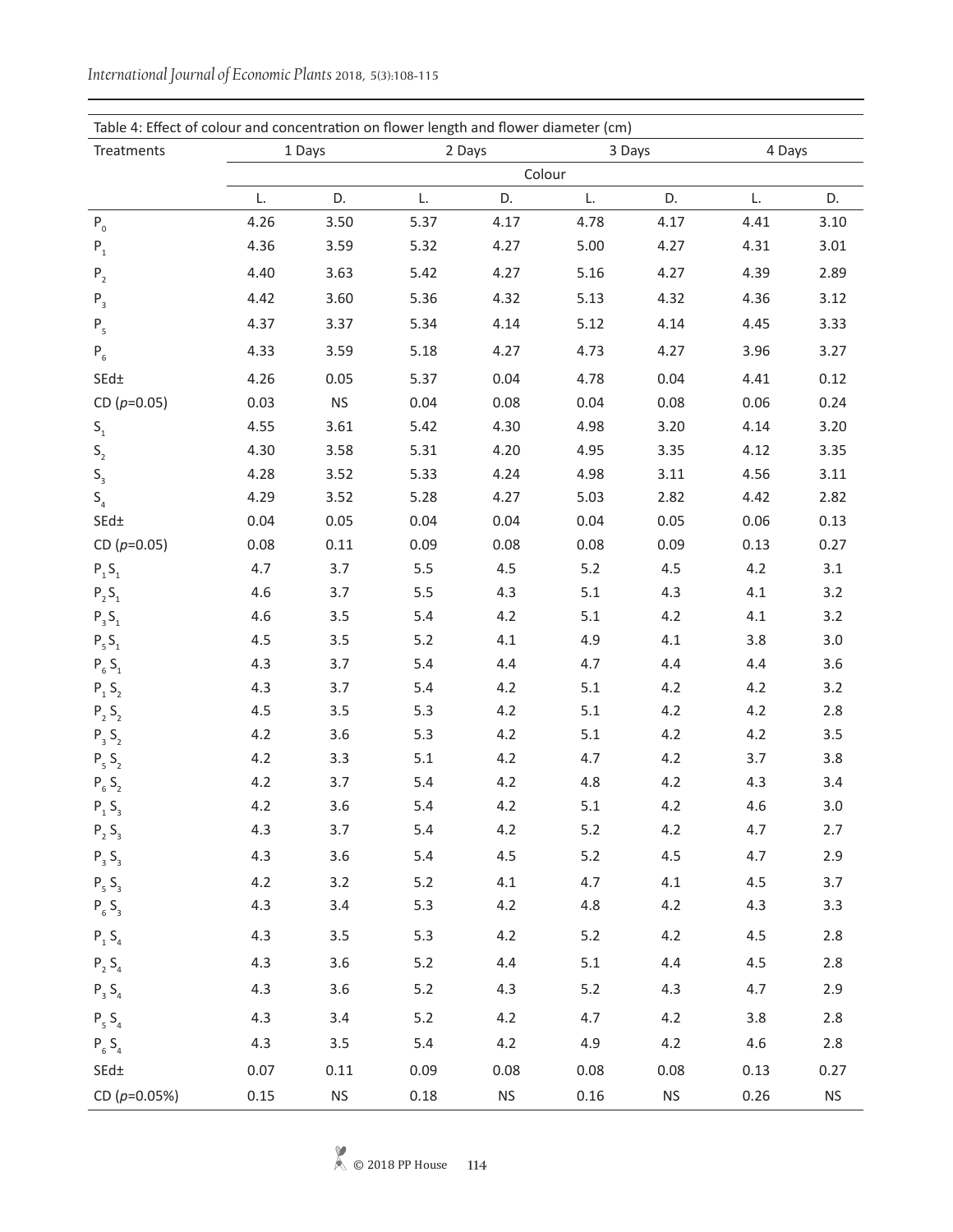Table 4: Effect of colour and concentration on flower length and flower diameter (cm)

| Treatments | 1 Days | | 2 Days | | 3 Days | | 4 Days | |
|---|---|---|---|---|---|---|---|---|
| | Colour | | | | | | | |
| | L. | D. | L. | D. | L. | D. | L. | D. |
| $P_0$ | 4.26 | 3.50 | 5.37 | 4.17 | 4.78 | 4.17 | 4.41 | 3.10 |
| $P_1$ | 4.36 | 3.59 | 5.32 | 4.27 | 5.00 | 4.27 | 4.31 | 3.01 |
| $P_2$ | 4.40 | 3.63 | 5.42 | 4.27 | 5.16 | 4.27 | 4.39 | 2.89 |
| $P_3$ | 4.42 | 3.60 | 5.36 | 4.32 | 5.13 | 4.32 | 4.36 | 3.12 |
| $P_5$ | 4.37 | 3.37 | 5.34 | 4.14 | 5.12 | 4.14 | 4.45 | 3.33 |
| $P_6$ | 4.33 | 3.59 | 5.18 | 4.27 | 4.73 | 4.27 | 3.96 | 3.27 |
| SEd± | 4.26 | 0.05 | 5.37 | 0.04 | 4.78 | 0.04 | 4.41 | 0.12 |
| CD ($p$=0.05) | 0.03 | NS | 0.04 | 0.08 | 0.04 | 0.08 | 0.06 | 0.24 |
| $S_1$ | 4.55 | 3.61 | 5.42 | 4.30 | 4.98 | 3.20 | 4.14 | 3.20 |
| $S_2$ | 4.30 | 3.58 | 5.31 | 4.20 | 4.95 | 3.35 | 4.12 | 3.35 |
| $S_3$ | 4.28 | 3.52 | 5.33 | 4.24 | 4.98 | 3.11 | 4.56 | 3.11 |
| $S_4$ | 4.29 | 3.52 | 5.28 | 4.27 | 5.03 | 2.82 | 4.42 | 2.82 |
| SEd± | 0.04 | 0.05 | 0.04 | 0.04 | 0.04 | 0.05 | 0.06 | 0.13 |
| CD ($p$=0.05) | 0.08 | 0.11 | 0.09 | 0.08 | 0.08 | 0.09 | 0.13 | 0.27 |
| $P_1S_1$ | 4.7 | 3.7 | 5.5 | 4.5 | 5.2 | 4.5 | 4.2 | 3.1 |
| $P_2S_1$ | 4.6 | 3.7 | 5.5 | 4.3 | 5.1 | 4.3 | 4.1 | 3.2 |
| $P_3S_1$ | 4.6 | 3.5 | 5.4 | 4.2 | 5.1 | 4.2 | 4.1 | 3.2 |
| $P_5S_1$ | 4.5 | 3.5 | 5.2 | 4.1 | 4.9 | 4.1 | 3.8 | 3.0 |
| $P_6S_1$ | 4.3 | 3.7 | 5.4 | 4.4 | 4.7 | 4.4 | 4.4 | 3.6 |
| $P_1S_2$ | 4.3 | 3.7 | 5.4 | 4.2 | 5.1 | 4.2 | 4.2 | 3.2 |
| $P_2S_2$ | 4.5 | 3.5 | 5.3 | 4.2 | 5.1 | 4.2 | 4.2 | 2.8 |
| $P_3S_2$ | 4.2 | 3.6 | 5.3 | 4.2 | 5.1 | 4.2 | 4.2 | 3.5 |
| $P_5S_2$ | 4.2 | 3.3 | 5.1 | 4.2 | 4.7 | 4.2 | 3.7 | 3.8 |
| $P_6S_2$ | 4.2 | 3.7 | 5.4 | 4.2 | 4.8 | 4.2 | 4.3 | 3.4 |
| $P_1S_3$ | 4.2 | 3.6 | 5.4 | 4.2 | 5.1 | 4.2 | 4.6 | 3.0 |
| $P_2S_3$ | 4.3 | 3.7 | 5.4 | 4.2 | 5.2 | 4.2 | 4.7 | 2.7 |
| $P_3S_3$ | 4.3 | 3.6 | 5.4 | 4.5 | 5.2 | 4.5 | 4.7 | 2.9 |
| $P_5S_3$ | 4.2 | 3.2 | 5.2 | 4.1 | 4.7 | 4.1 | 4.5 | 3.7 |
| $P_6S_3$ | 4.3 | 3.4 | 5.3 | 4.2 | 4.8 | 4.2 | 4.3 | 3.3 |
| $P_1S_4$ | 4.3 | 3.5 | 5.3 | 4.2 | 5.2 | 4.2 | 4.5 | 2.8 |
| $P_2S_4$ | 4.3 | 3.6 | 5.2 | 4.4 | 5.1 | 4.4 | 4.5 | 2.8 |
| $P_3S_4$ | 4.3 | 3.6 | 5.2 | 4.3 | 5.2 | 4.3 | 4.7 | 2.9 |
| $P_5S_4$ | 4.3 | 3.4 | 5.2 | 4.2 | 4.7 | 4.2 | 3.8 | 2.8 |
| $P_6S_4$ | 4.3 | 3.5 | 5.4 | 4.2 | 4.9 | 4.2 | 4.6 | 2.8 |
| SEd± | 0.07 | 0.11 | 0.09 | 0.08 | 0.08 | 0.08 | 0.13 | 0.27 |
| CD ($p$=0.05%) | 0.15 | NS | 0.18 | NS | 0.16 | NS | 0.26 | NS |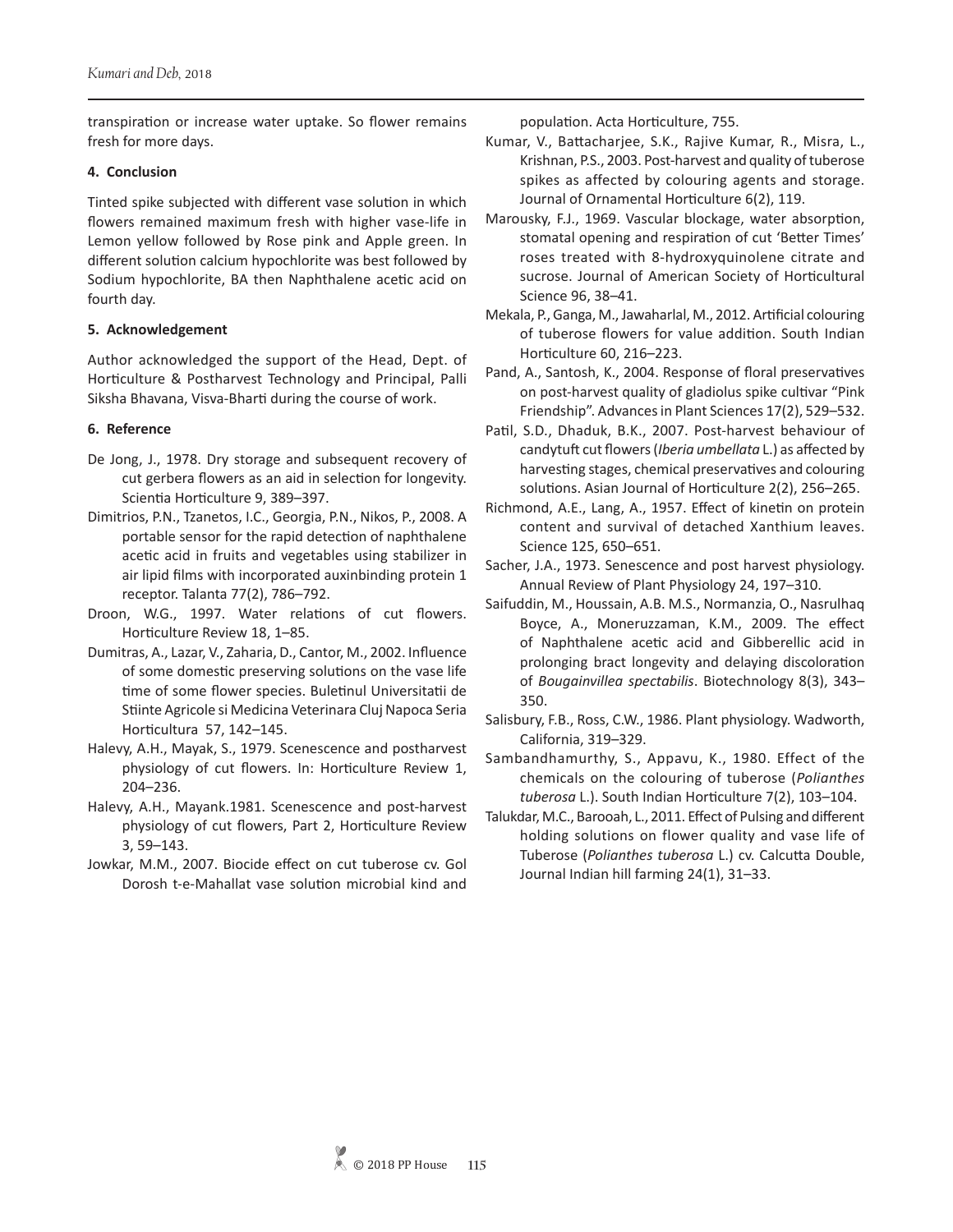transpiration or increase water uptake. So flower remains fresh for more days.

## 4. Conclusion

Tinted spike subjected with different vase solution in which flowers remained maximum fresh with higher vase-life in Lemon yellow followed by Rose pink and Apple green. In different solution calcium hypochlorite was best followed by Sodium hypochlorite, BA then Naphthalene acetic acid on fourth day.

## 5. Acknowledgement

Author acknowledged the support of the Head, Dept. of Horticulture & Postharvest Technology and Principal, Palli Siksha Bhavana, Visva-Bharti during the course of work.

## 6. Reference

De Jong, J., 1978. Dry storage and subsequent recovery of cut gerbera flowers as an aid in selection for longevity. Scientia Horticulture 9, 389–397.

Dimitrios, P.N., Tzanetos, I.C., Georgia, P.N., Nikos, P., 2008. A portable sensor for the rapid detection of naphthalene acetic acid in fruits and vegetables using stabilizer in air lipid films with incorporated auxinbinding protein 1 receptor. Talanta 77(2), 786–792.

Droon, W.G., 1997. Water relations of cut flowers. Horticulture Review 18, 1–85.

Dumitras, A., Lazar, V., Zaharia, D., Cantor, M., 2002. Influence of some domestic preserving solutions on the vase life time of some flower species. Buletinul Universitatii de Stiinte Agricole si Medicina Veterinara Cluj Napoca Seria Horticultura 57, 142–145.

Halevy, A.H., Mayak, S., 1979. Scenescence and postharvest physiology of cut flowers. In: Horticulture Review 1, 204–236.

Halevy, A.H., Mayank.1981. Scenescence and post-harvest physiology of cut flowers, Part 2, Horticulture Review 3, 59–143.

Jowkar, M.M., 2007. Biocide effect on cut tuberose cv. Gol Dorosh t-e-Mahallat vase solution microbial kind and population. Acta Horticulture, 755.

Kumar, V., Battacharjee, S.K., Rajive Kumar, R., Misra, L., Krishnan, P.S., 2003. Post-harvest and quality of tuberose spikes as affected by colouring agents and storage. Journal of Ornamental Horticulture 6(2), 119.

Marousky, F.J., 1969. Vascular blockage, water absorption, stomatal opening and respiration of cut 'Better Times' roses treated with 8-hydroxyquinolene citrate and sucrose. Journal of American Society of Horticultural Science 96, 38–41.

Mekala, P., Ganga, M., Jawaharlal, M., 2012. Artificial colouring of tuberose flowers for value addition. South Indian Horticulture 60, 216–223.

Pand, A., Santosh, K., 2004. Response of floral preservatives on post-harvest quality of gladiolus spike cultivar "Pink Friendship". Advances in Plant Sciences 17(2), 529–532.

Patil, S.D., Dhaduk, B.K., 2007. Post-harvest behaviour of candytuft cut flowers (*Iberia umbellata* L.) as affected by harvesting stages, chemical preservatives and colouring solutions. Asian Journal of Horticulture 2(2), 256–265.

Richmond, A.E., Lang, A., 1957. Effect of kinetin on protein content and survival of detached Xanthium leaves. Science 125, 650–651.

Sacher, J.A., 1973. Senescence and post harvest physiology. Annual Review of Plant Physiology 24, 197–310.

Saifuddin, M., Houssain, A.B. M.S., Normanzia, O., Nasrulhaq Boyce, A., Moneruzzaman, K.M., 2009. The effect of Naphthalene acetic acid and Gibberellic acid in prolonging bract longevity and delaying discoloration of *Bougainvillea spectabilis*. Biotechnology 8(3), 343–350.

Salisbury, F.B., Ross, C.W., 1986. Plant physiology. Wadworth, California, 319–329.

Sambandhamurthy, S., Appavu, K., 1980. Effect of the chemicals on the colouring of tuberose (*Polianthes tuberosa* L.). South Indian Horticulture 7(2), 103–104.

Talukdar, M.C., Barooah, L., 2011. Effect of Pulsing and different holding solutions on flower quality and vase life of Tuberose (*Polianthes tuberosa* L.) cv. Calcutta Double, Journal Indian hill farming 24(1), 31–33.